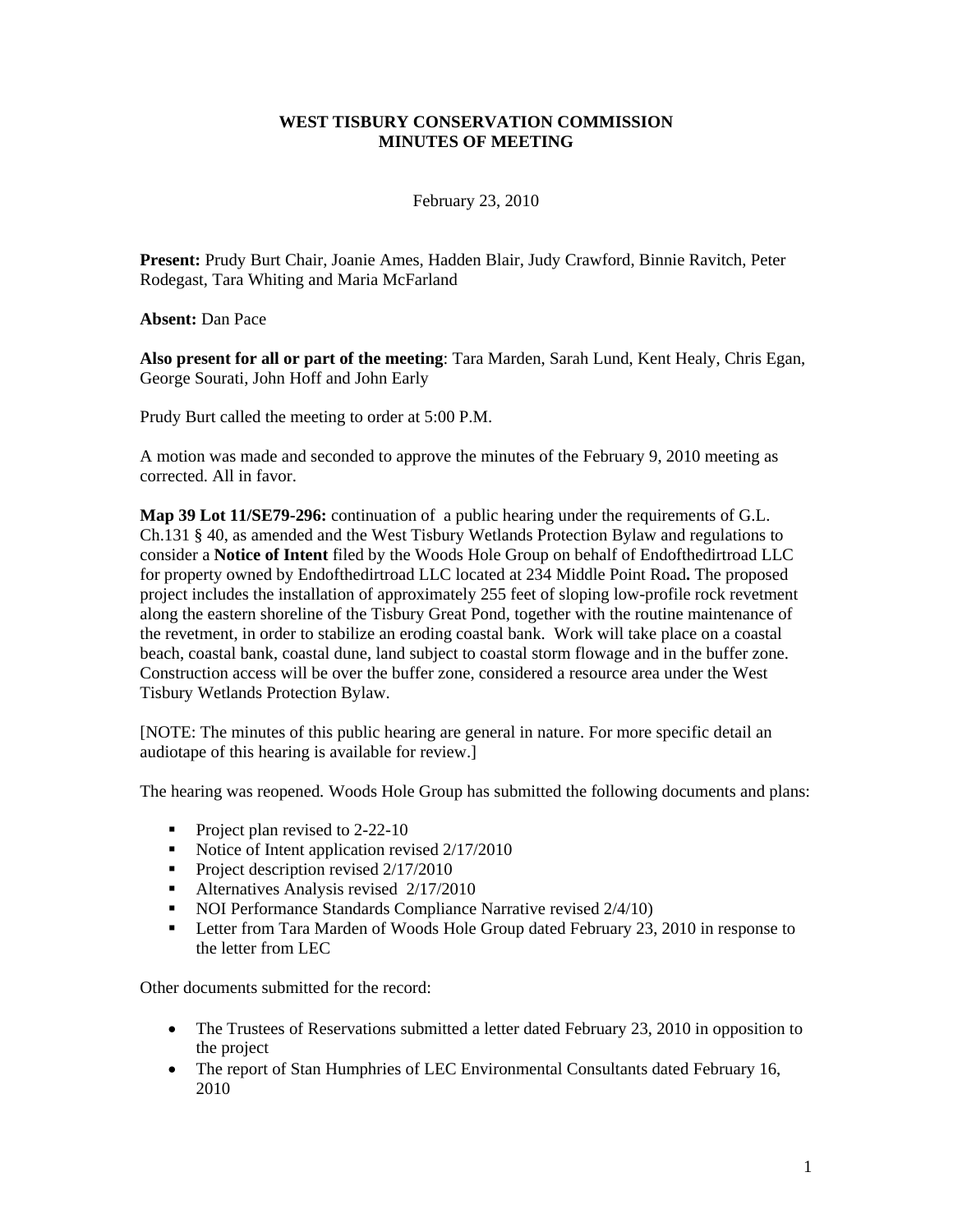# WEST TISBURY CONSERVATION COMMISSION
## MINUTES OF MEETING

February 23, 2010

**Present:** Prudy Burt Chair, Joanie Ames, Hadden Blair, Judy Crawford, Binnie Ravitch, Peter Rodegast, Tara Whiting and Maria McFarland

**Absent:** Dan Pace

**Also present for all or part of the meeting**: Tara Marden, Sarah Lund, Kent Healy, Chris Egan, George Sourati, John Hoff and John Early

Prudy Burt called the meeting to order at 5:00 P.M.

A motion was made and seconded to approve the minutes of the February 9, 2010 meeting as corrected. All in favor.

**Map 39 Lot 11/SE79-296:** continuation of a public hearing under the requirements of G.L. Ch.131 § 40, as amended and the West Tisbury Wetlands Protection Bylaw and regulations to consider a **Notice of Intent** filed by the Woods Hole Group on behalf of Endofthedirtroad LLC for property owned by Endofthedirtroad LLC located at 234 Middle Point Road**.** The proposed project includes the installation of approximately 255 feet of sloping low-profile rock revetment along the eastern shoreline of the Tisbury Great Pond, together with the routine maintenance of the revetment, in order to stabilize an eroding coastal bank. Work will take place on a coastal beach, coastal bank, coastal dune, land subject to coastal storm flowage and in the buffer zone. Construction access will be over the buffer zone, considered a resource area under the West Tisbury Wetlands Protection Bylaw.

[NOTE: The minutes of this public hearing are general in nature. For more specific detail an audiotape of this hearing is available for review.]

The hearing was reopened. Woods Hole Group has submitted the following documents and plans:

- Project plan revised to 2-22-10
- Notice of Intent application revised 2/17/2010
- Project description revised 2/17/2010
- Alternatives Analysis revised 2/17/2010
- NOI Performance Standards Compliance Narrative revised 2/4/10)
- Letter from Tara Marden of Woods Hole Group dated February 23, 2010 in response to the letter from LEC

Other documents submitted for the record:

- The Trustees of Reservations submitted a letter dated February 23, 2010 in opposition to the project
- The report of Stan Humphries of LEC Environmental Consultants dated February 16, 2010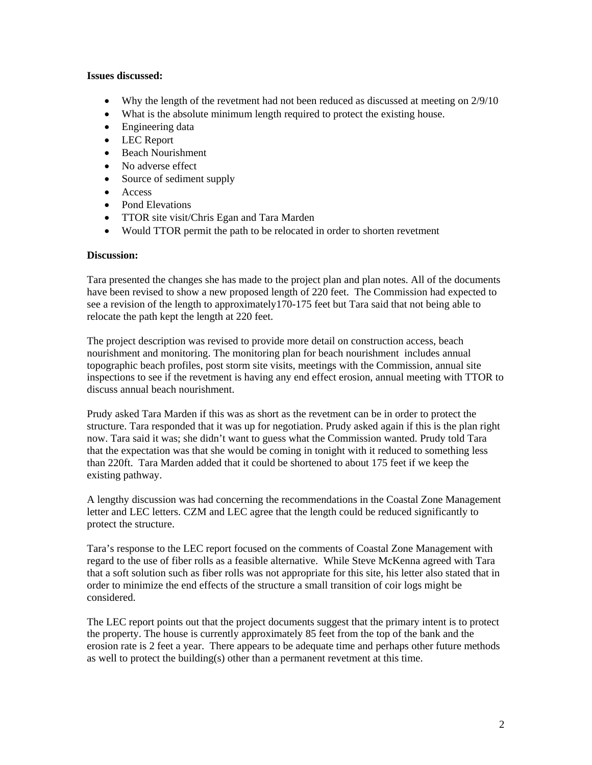**Issues discussed:**

- Why the length of the revetment had not been reduced as discussed at meeting on 2/9/10
- What is the absolute minimum length required to protect the existing house.
- Engineering data
- LEC Report
- Beach Nourishment
- No adverse effect
- Source of sediment supply
- Access
- Pond Elevations
- TTOR site visit/Chris Egan and Tara Marden
- Would TTOR permit the path to be relocated in order to shorten revetment

**Discussion:**

Tara presented the changes she has made to the project plan and plan notes. All of the documents have been revised to show a new proposed length of 220 feet. The Commission had expected to see a revision of the length to approximately170-175 feet but Tara said that not being able to relocate the path kept the length at 220 feet.

The project description was revised to provide more detail on construction access, beach nourishment and monitoring. The monitoring plan for beach nourishment includes annual topographic beach profiles, post storm site visits, meetings with the Commission, annual site inspections to see if the revetment is having any end effect erosion, annual meeting with TTOR to discuss annual beach nourishment.

Prudy asked Tara Marden if this was as short as the revetment can be in order to protect the structure. Tara responded that it was up for negotiation. Prudy asked again if this is the plan right now. Tara said it was; she didn't want to guess what the Commission wanted. Prudy told Tara that the expectation was that she would be coming in tonight with it reduced to something less than 220ft. Tara Marden added that it could be shortened to about 175 feet if we keep the existing pathway.

A lengthy discussion was had concerning the recommendations in the Coastal Zone Management letter and LEC letters. CZM and LEC agree that the length could be reduced significantly to protect the structure.

Tara's response to the LEC report focused on the comments of Coastal Zone Management with regard to the use of fiber rolls as a feasible alternative. While Steve McKenna agreed with Tara that a soft solution such as fiber rolls was not appropriate for this site, his letter also stated that in order to minimize the end effects of the structure a small transition of coir logs might be considered.

The LEC report points out that the project documents suggest that the primary intent is to protect the property. The house is currently approximately 85 feet from the top of the bank and the erosion rate is 2 feet a year. There appears to be adequate time and perhaps other future methods as well to protect the building(s) other than a permanent revetment at this time.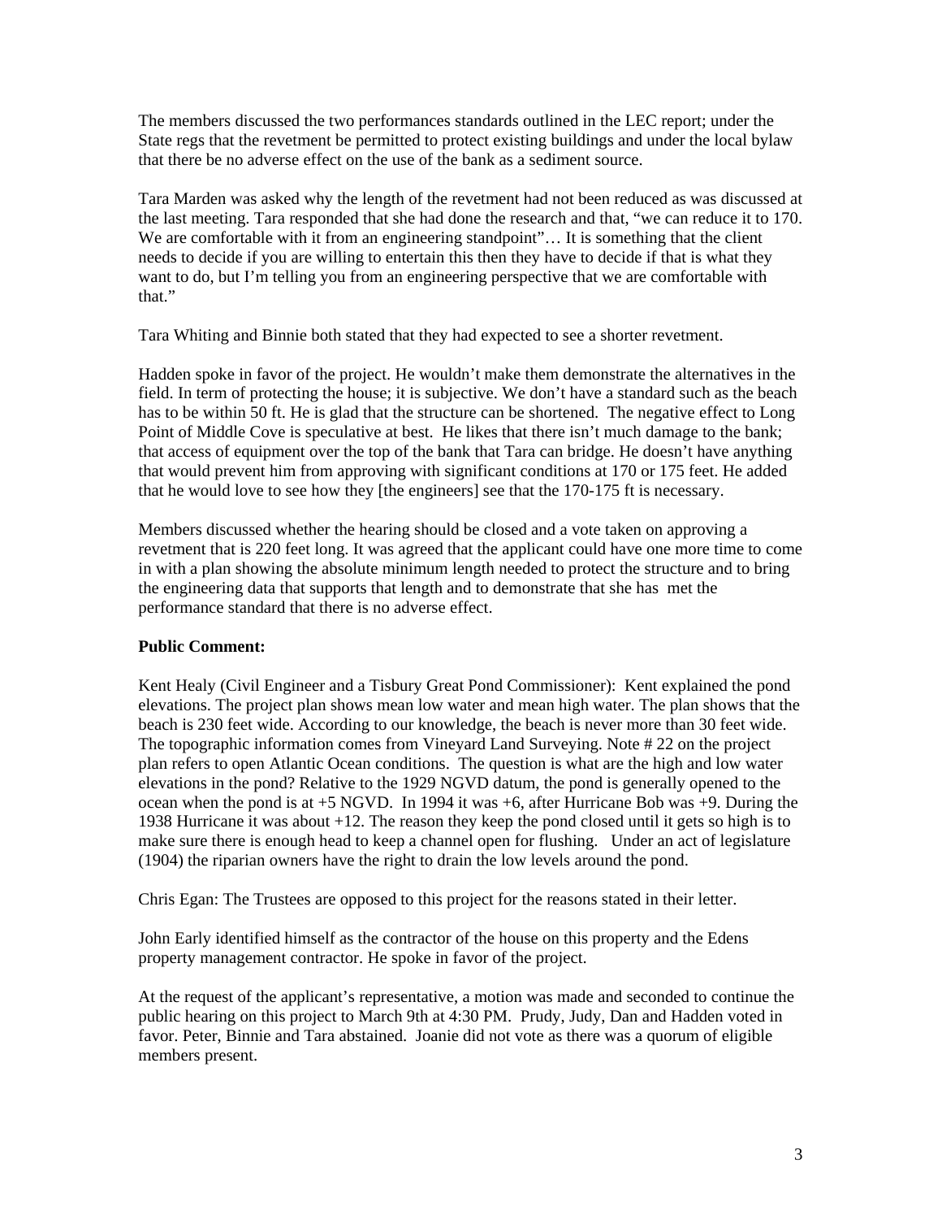The members discussed the two performances standards outlined in the LEC report; under the State regs that the revetment be permitted to protect existing buildings and under the local bylaw that there be no adverse effect on the use of the bank as a sediment source.

Tara Marden was asked why the length of the revetment had not been reduced as was discussed at the last meeting. Tara responded that she had done the research and that, "we can reduce it to 170. We are comfortable with it from an engineering standpoint"… It is something that the client needs to decide if you are willing to entertain this then they have to decide if that is what they want to do, but I'm telling you from an engineering perspective that we are comfortable with that."

Tara Whiting and Binnie both stated that they had expected to see a shorter revetment.

Hadden spoke in favor of the project. He wouldn't make them demonstrate the alternatives in the field. In term of protecting the house; it is subjective. We don't have a standard such as the beach has to be within 50 ft. He is glad that the structure can be shortened. The negative effect to Long Point of Middle Cove is speculative at best. He likes that there isn't much damage to the bank; that access of equipment over the top of the bank that Tara can bridge. He doesn't have anything that would prevent him from approving with significant conditions at 170 or 175 feet. He added that he would love to see how they [the engineers] see that the 170-175 ft is necessary.

Members discussed whether the hearing should be closed and a vote taken on approving a revetment that is 220 feet long. It was agreed that the applicant could have one more time to come in with a plan showing the absolute minimum length needed to protect the structure and to bring the engineering data that supports that length and to demonstrate that she has met the performance standard that there is no adverse effect.

**Public Comment:**

Kent Healy (Civil Engineer and a Tisbury Great Pond Commissioner): Kent explained the pond elevations. The project plan shows mean low water and mean high water. The plan shows that the beach is 230 feet wide. According to our knowledge, the beach is never more than 30 feet wide. The topographic information comes from Vineyard Land Surveying. Note # 22 on the project plan refers to open Atlantic Ocean conditions. The question is what are the high and low water elevations in the pond? Relative to the 1929 NGVD datum, the pond is generally opened to the ocean when the pond is at +5 NGVD. In 1994 it was +6, after Hurricane Bob was +9. During the 1938 Hurricane it was about +12. The reason they keep the pond closed until it gets so high is to make sure there is enough head to keep a channel open for flushing. Under an act of legislature (1904) the riparian owners have the right to drain the low levels around the pond.

Chris Egan: The Trustees are opposed to this project for the reasons stated in their letter.

John Early identified himself as the contractor of the house on this property and the Edens property management contractor. He spoke in favor of the project.

At the request of the applicant's representative, a motion was made and seconded to continue the public hearing on this project to March 9th at 4:30 PM. Prudy, Judy, Dan and Hadden voted in favor. Peter, Binnie and Tara abstained. Joanie did not vote as there was a quorum of eligible members present.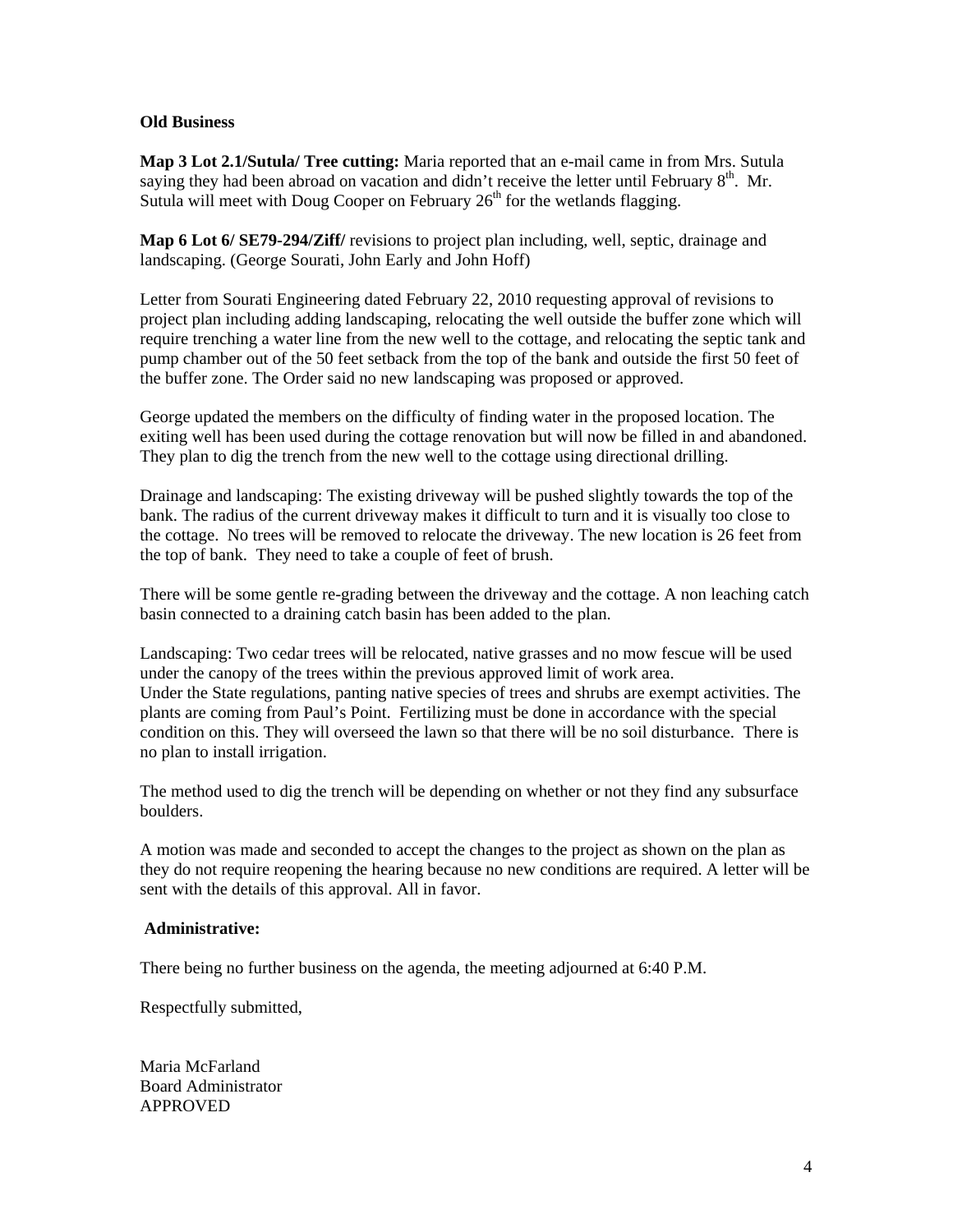**Old Business**

**Map 3 Lot 2.1/Sutula/ Tree cutting:** Maria reported that an e-mail came in from Mrs. Sutula saying they had been abroad on vacation and didn't receive the letter until February 8th. Mr. Sutula will meet with Doug Cooper on February 26th for the wetlands flagging.

**Map 6 Lot 6/ SE79-294/Ziff/** revisions to project plan including, well, septic, drainage and landscaping. (George Sourati, John Early and John Hoff)

Letter from Sourati Engineering dated February 22, 2010 requesting approval of revisions to project plan including adding landscaping, relocating the well outside the buffer zone which will require trenching a water line from the new well to the cottage, and relocating the septic tank and pump chamber out of the 50 feet setback from the top of the bank and outside the first 50 feet of the buffer zone. The Order said no new landscaping was proposed or approved.

George updated the members on the difficulty of finding water in the proposed location. The exiting well has been used during the cottage renovation but will now be filled in and abandoned. They plan to dig the trench from the new well to the cottage using directional drilling.

Drainage and landscaping: The existing driveway will be pushed slightly towards the top of the bank. The radius of the current driveway makes it difficult to turn and it is visually too close to the cottage. No trees will be removed to relocate the driveway. The new location is 26 feet from the top of bank. They need to take a couple of feet of brush.

There will be some gentle re-grading between the driveway and the cottage. A non leaching catch basin connected to a draining catch basin has been added to the plan.

Landscaping: Two cedar trees will be relocated, native grasses and no mow fescue will be used under the canopy of the trees within the previous approved limit of work area.
Under the State regulations, panting native species of trees and shrubs are exempt activities. The plants are coming from Paul's Point. Fertilizing must be done in accordance with the special condition on this. They will overseed the lawn so that there will be no soil disturbance. There is no plan to install irrigation.

The method used to dig the trench will be depending on whether or not they find any subsurface boulders.

A motion was made and seconded to accept the changes to the project as shown on the plan as they do not require reopening the hearing because no new conditions are required. A letter will be sent with the details of this approval. All in favor.

**Administrative:**

There being no further business on the agenda, the meeting adjourned at 6:40 P.M.

Respectfully submitted,

Maria McFarland
Board Administrator
APPROVED